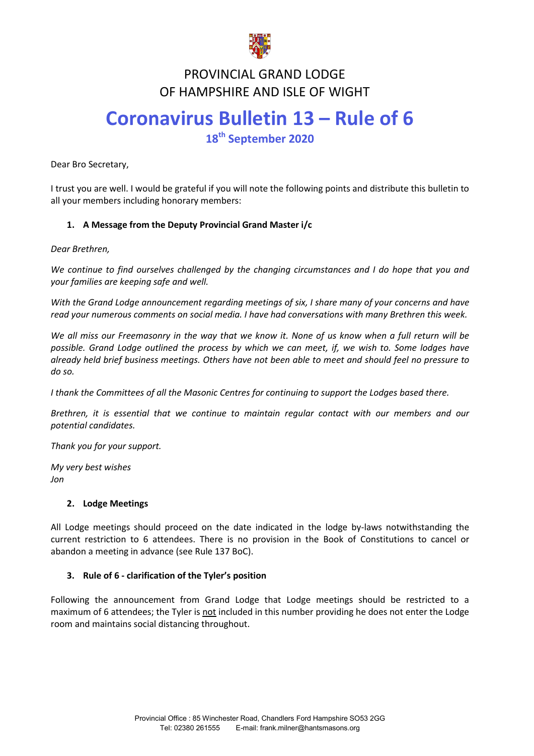PROVINCIAL GRAND LODGE
OF HAMPSHIRE AND ISLE OF WIGHT

# Coronavirus Bulletin 13 – Rule of 6

## 18th September 2020

Dear Bro Secretary,

I trust you are well. I would be grateful if you will note the following points and distribute this bulletin to all your members including honorary members:

### 1. A Message from the Deputy Provincial Grand Master i/c

*Dear Brethren,*

*We continue to find ourselves challenged by the changing circumstances and I do hope that you and your families are keeping safe and well.*

*With the Grand Lodge announcement regarding meetings of six, I share many of your concerns and have read your numerous comments on social media. I have had conversations with many Brethren this week.*

*We all miss our Freemasonry in the way that we know it. None of us know when a full return will be possible. Grand Lodge outlined the process by which we can meet, if, we wish to. Some lodges have already held brief business meetings. Others have not been able to meet and should feel no pressure to do so.*

*I thank the Committees of all the Masonic Centres for continuing to support the Lodges based there.*

*Brethren, it is essential that we continue to maintain regular contact with our members and our potential candidates.*

*Thank you for your support.*

*My very best wishes*
*Jon*

### 2. Lodge Meetings

All Lodge meetings should proceed on the date indicated in the lodge by-laws notwithstanding the current restriction to 6 attendees. There is no provision in the Book of Constitutions to cancel or abandon a meeting in advance (see Rule 137 BoC).

### 3. Rule of 6 - clarification of the Tyler's position

Following the announcement from Grand Lodge that Lodge meetings should be restricted to a maximum of 6 attendees; the Tyler is not included in this number providing he does not enter the Lodge room and maintains social distancing throughout.

Provincial Office : 85 Winchester Road, Chandlers Ford Hampshire SO53 2GG
Tel: 02380 261555 E-mail: frank.milner@hantsmasons.org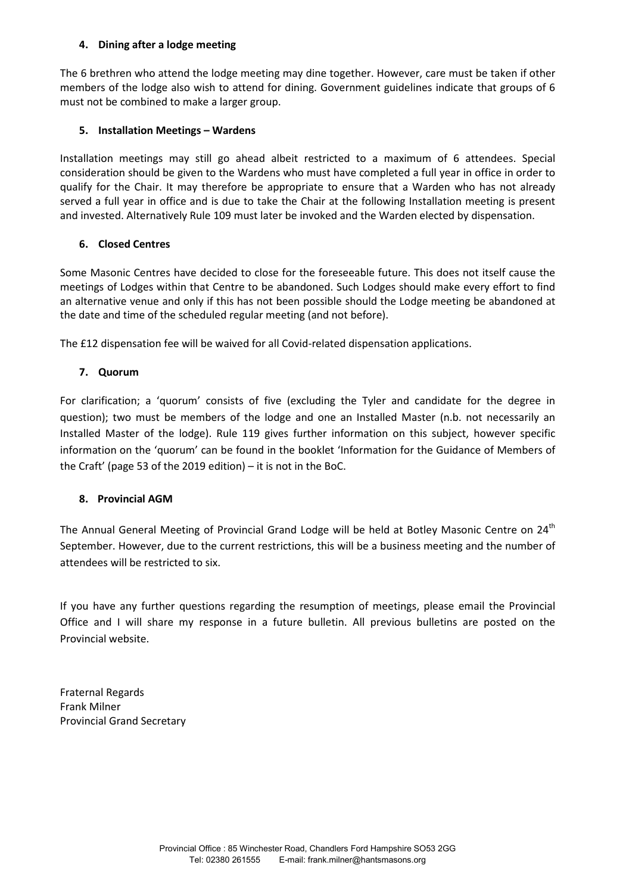### 4. Dining after a lodge meeting

The 6 brethren who attend the lodge meeting may dine together. However, care must be taken if other members of the lodge also wish to attend for dining. Government guidelines indicate that groups of 6 must not be combined to make a larger group.

### 5. Installation Meetings – Wardens

Installation meetings may still go ahead albeit restricted to a maximum of 6 attendees. Special consideration should be given to the Wardens who must have completed a full year in office in order to qualify for the Chair. It may therefore be appropriate to ensure that a Warden who has not already served a full year in office and is due to take the Chair at the following Installation meeting is present and invested. Alternatively Rule 109 must later be invoked and the Warden elected by dispensation.

### 6. Closed Centres

Some Masonic Centres have decided to close for the foreseeable future. This does not itself cause the meetings of Lodges within that Centre to be abandoned. Such Lodges should make every effort to find an alternative venue and only if this has not been possible should the Lodge meeting be abandoned at the date and time of the scheduled regular meeting (and not before).

The £12 dispensation fee will be waived for all Covid-related dispensation applications.

### 7. Quorum

For clarification; a 'quorum' consists of five (excluding the Tyler and candidate for the degree in question); two must be members of the lodge and one an Installed Master (n.b. not necessarily an Installed Master of the lodge). Rule 119 gives further information on this subject, however specific information on the 'quorum' can be found in the booklet 'Information for the Guidance of Members of the Craft' (page 53 of the 2019 edition) – it is not in the BoC.

### 8. Provincial AGM

The Annual General Meeting of Provincial Grand Lodge will be held at Botley Masonic Centre on 24th September. However, due to the current restrictions, this will be a business meeting and the number of attendees will be restricted to six.

If you have any further questions regarding the resumption of meetings, please email the Provincial Office and I will share my response in a future bulletin. All previous bulletins are posted on the Provincial website.

Fraternal Regards
Frank Milner
Provincial Grand Secretary

Provincial Office : 85 Winchester Road, Chandlers Ford Hampshire SO53 2GG
Tel: 02380 261555 E-mail: frank.milner@hantsmasons.org